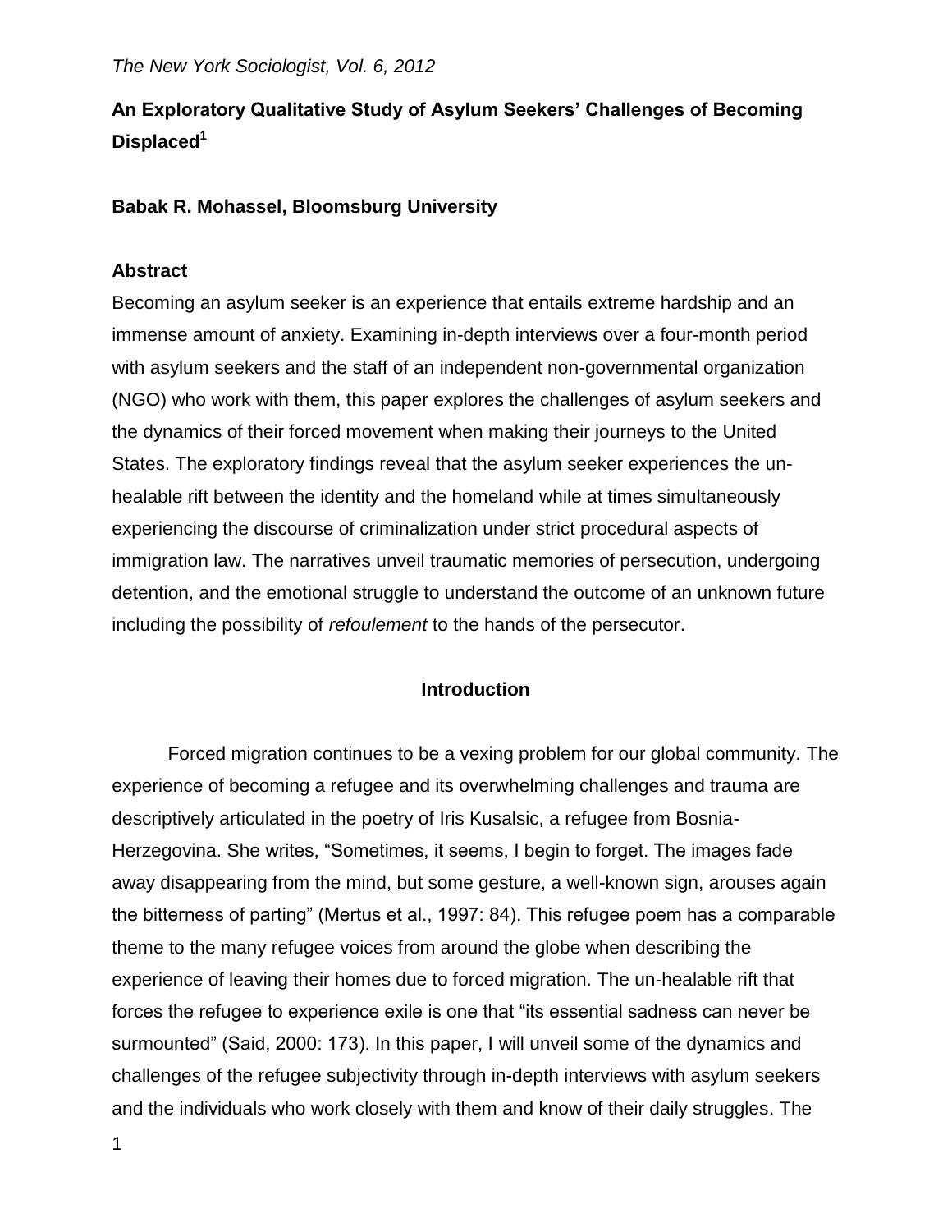# An Exploratory Qualitative Study of Asylum Seekers' Challenges of Becoming Displaced[1]

**Babak R. Mohassel, Bloomsburg University**

## Abstract

Becoming an asylum seeker is an experience that entails extreme hardship and an immense amount of anxiety. Examining in-depth interviews over a four-month period with asylum seekers and the staff of an independent non-governmental organization (NGO) who work with them, this paper explores the challenges of asylum seekers and the dynamics of their forced movement when making their journeys to the United States. The exploratory findings reveal that the asylum seeker experiences the un-healable rift between the identity and the homeland while at times simultaneously experiencing the discourse of criminalization under strict procedural aspects of immigration law. The narratives unveil traumatic memories of persecution, undergoing detention, and the emotional struggle to understand the outcome of an unknown future including the possibility of *refoulement* to the hands of the persecutor.

## Introduction

Forced migration continues to be a vexing problem for our global community. The experience of becoming a refugee and its overwhelming challenges and trauma are descriptively articulated in the poetry of Iris Kusalsic, a refugee from Bosnia-Herzegovina. She writes, "Sometimes, it seems, I begin to forget. The images fade away disappearing from the mind, but some gesture, a well-known sign, arouses again the bitterness of parting" (Mertus et al., 1997: 84). This refugee poem has a comparable theme to the many refugee voices from around the globe when describing the experience of leaving their homes due to forced migration. The un-healable rift that forces the refugee to experience exile is one that "its essential sadness can never be surmounted" (Said, 2000: 173). In this paper, I will unveil some of the dynamics and challenges of the refugee subjectivity through in-depth interviews with asylum seekers and the individuals who work closely with them and know of their daily struggles. The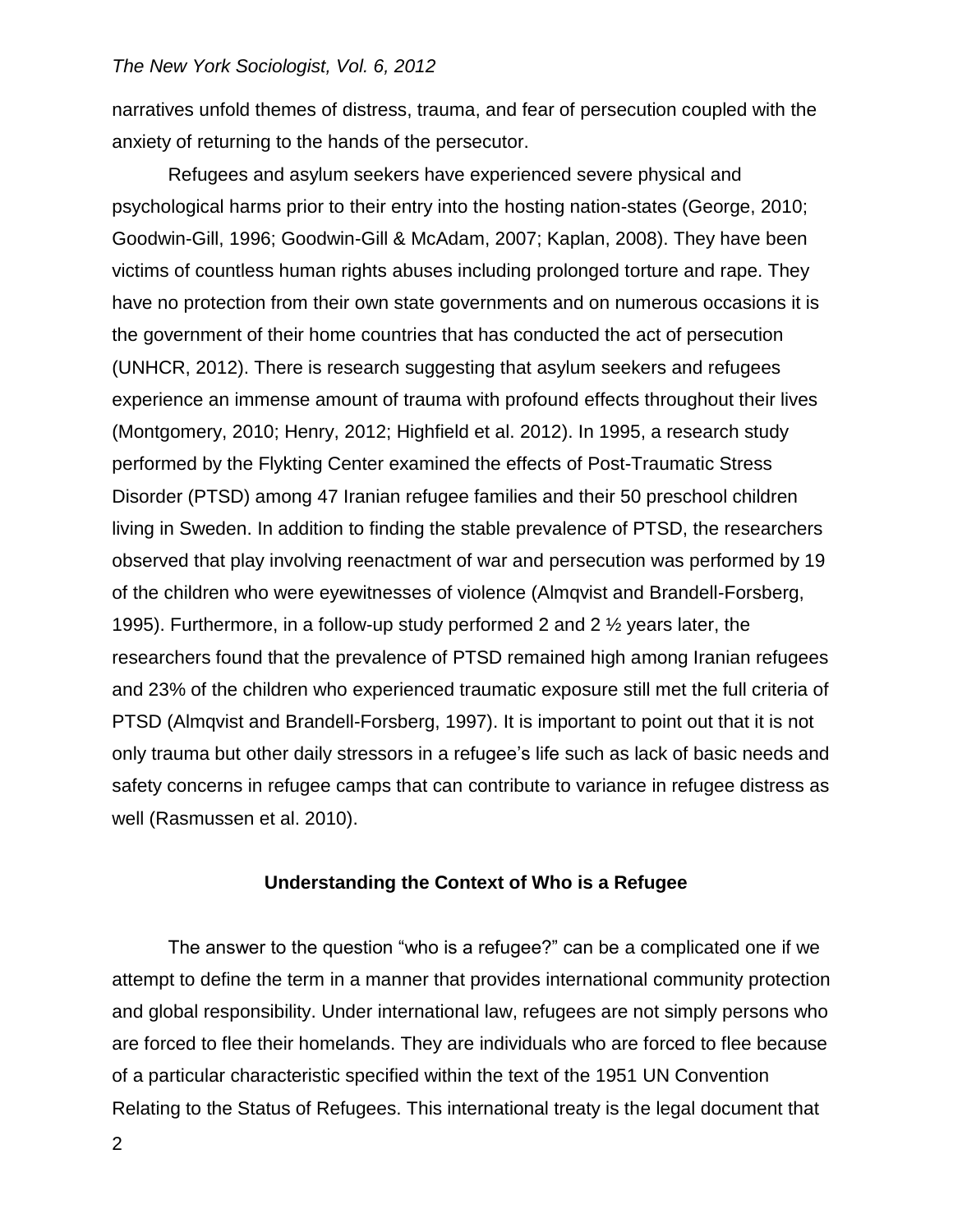narratives unfold themes of distress, trauma, and fear of persecution coupled with the anxiety of returning to the hands of the persecutor.

Refugees and asylum seekers have experienced severe physical and psychological harms prior to their entry into the hosting nation-states (George, 2010; Goodwin-Gill, 1996; Goodwin-Gill & McAdam, 2007; Kaplan, 2008). They have been victims of countless human rights abuses including prolonged torture and rape. They have no protection from their own state governments and on numerous occasions it is the government of their home countries that has conducted the act of persecution (UNHCR, 2012). There is research suggesting that asylum seekers and refugees experience an immense amount of trauma with profound effects throughout their lives (Montgomery, 2010; Henry, 2012; Highfield et al. 2012). In 1995, a research study performed by the Flykting Center examined the effects of Post-Traumatic Stress Disorder (PTSD) among 47 Iranian refugee families and their 50 preschool children living in Sweden. In addition to finding the stable prevalence of PTSD, the researchers observed that play involving reenactment of war and persecution was performed by 19 of the children who were eyewitnesses of violence (Almqvist and Brandell-Forsberg, 1995). Furthermore, in a follow-up study performed 2 and 2 ½ years later, the researchers found that the prevalence of PTSD remained high among Iranian refugees and 23% of the children who experienced traumatic exposure still met the full criteria of PTSD (Almqvist and Brandell-Forsberg, 1997). It is important to point out that it is not only trauma but other daily stressors in a refugee's life such as lack of basic needs and safety concerns in refugee camps that can contribute to variance in refugee distress as well (Rasmussen et al. 2010).

## Understanding the Context of Who is a Refugee

The answer to the question "who is a refugee?" can be a complicated one if we attempt to define the term in a manner that provides international community protection and global responsibility. Under international law, refugees are not simply persons who are forced to flee their homelands. They are individuals who are forced to flee because of a particular characteristic specified within the text of the 1951 UN Convention Relating to the Status of Refugees. This international treaty is the legal document that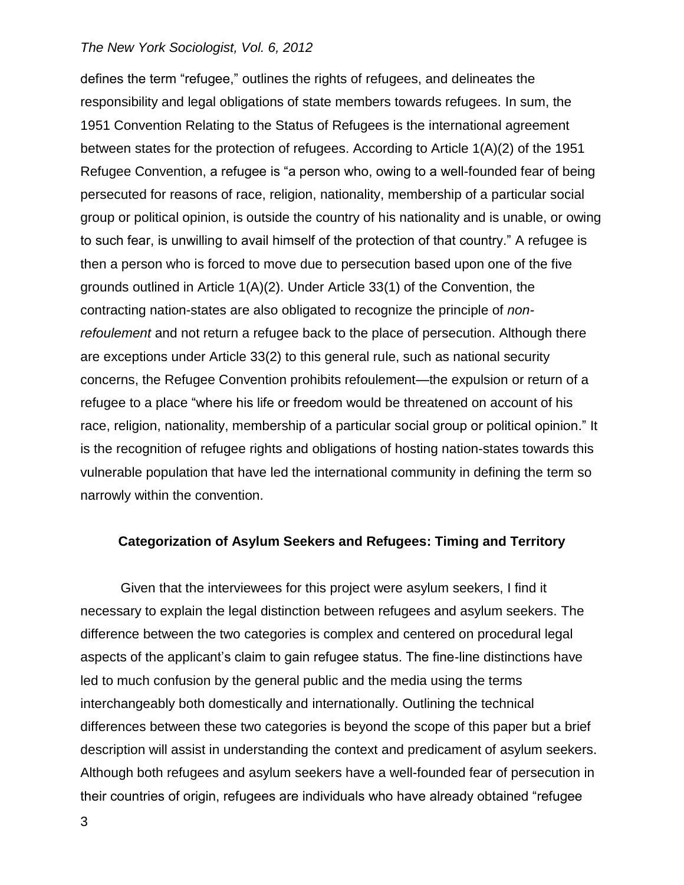defines the term "refugee," outlines the rights of refugees, and delineates the responsibility and legal obligations of state members towards refugees. In sum, the 1951 Convention Relating to the Status of Refugees is the international agreement between states for the protection of refugees. According to Article 1(A)(2) of the 1951 Refugee Convention, a refugee is "a person who, owing to a well-founded fear of being persecuted for reasons of race, religion, nationality, membership of a particular social group or political opinion, is outside the country of his nationality and is unable, or owing to such fear, is unwilling to avail himself of the protection of that country." A refugee is then a person who is forced to move due to persecution based upon one of the five grounds outlined in Article 1(A)(2). Under Article 33(1) of the Convention, the contracting nation-states are also obligated to recognize the principle of *non-refoulement* and not return a refugee back to the place of persecution. Although there are exceptions under Article 33(2) to this general rule, such as national security concerns, the Refugee Convention prohibits refoulement—the expulsion or return of a refugee to a place "where his life or freedom would be threatened on account of his race, religion, nationality, membership of a particular social group or political opinion." It is the recognition of refugee rights and obligations of hosting nation-states towards this vulnerable population that have led the international community in defining the term so narrowly within the convention.

## Categorization of Asylum Seekers and Refugees: Timing and Territory

Given that the interviewees for this project were asylum seekers, I find it necessary to explain the legal distinction between refugees and asylum seekers. The difference between the two categories is complex and centered on procedural legal aspects of the applicant's claim to gain refugee status. The fine-line distinctions have led to much confusion by the general public and the media using the terms interchangeably both domestically and internationally. Outlining the technical differences between these two categories is beyond the scope of this paper but a brief description will assist in understanding the context and predicament of asylum seekers. Although both refugees and asylum seekers have a well-founded fear of persecution in their countries of origin, refugees are individuals who have already obtained "refugee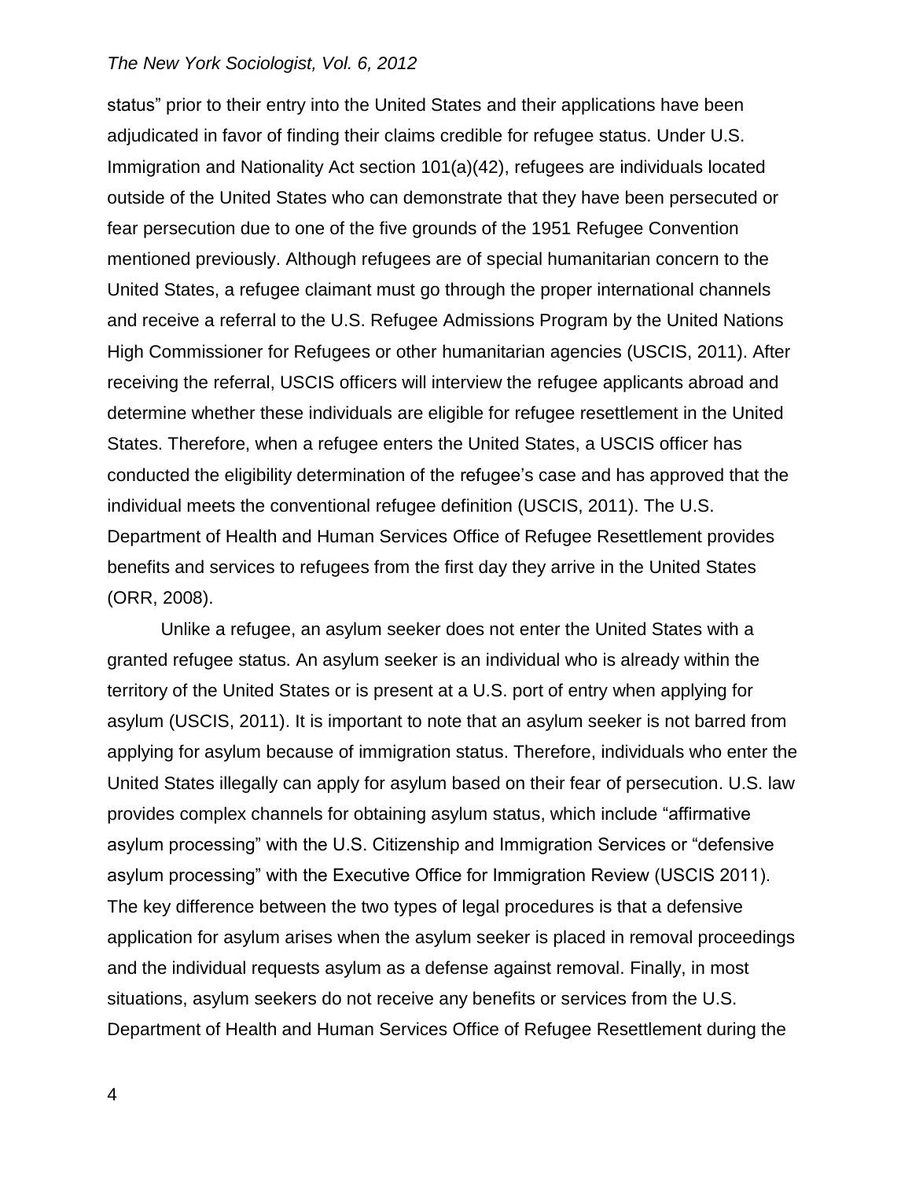status" prior to their entry into the United States and their applications have been adjudicated in favor of finding their claims credible for refugee status. Under U.S. Immigration and Nationality Act section 101(a)(42), refugees are individuals located outside of the United States who can demonstrate that they have been persecuted or fear persecution due to one of the five grounds of the 1951 Refugee Convention mentioned previously. Although refugees are of special humanitarian concern to the United States, a refugee claimant must go through the proper international channels and receive a referral to the U.S. Refugee Admissions Program by the United Nations High Commissioner for Refugees or other humanitarian agencies (USCIS, 2011). After receiving the referral, USCIS officers will interview the refugee applicants abroad and determine whether these individuals are eligible for refugee resettlement in the United States. Therefore, when a refugee enters the United States, a USCIS officer has conducted the eligibility determination of the refugee's case and has approved that the individual meets the conventional refugee definition (USCIS, 2011). The U.S. Department of Health and Human Services Office of Refugee Resettlement provides benefits and services to refugees from the first day they arrive in the United States (ORR, 2008).

Unlike a refugee, an asylum seeker does not enter the United States with a granted refugee status. An asylum seeker is an individual who is already within the territory of the United States or is present at a U.S. port of entry when applying for asylum (USCIS, 2011). It is important to note that an asylum seeker is not barred from applying for asylum because of immigration status. Therefore, individuals who enter the United States illegally can apply for asylum based on their fear of persecution. U.S. law provides complex channels for obtaining asylum status, which include "affirmative asylum processing" with the U.S. Citizenship and Immigration Services or "defensive asylum processing" with the Executive Office for Immigration Review (USCIS 2011). The key difference between the two types of legal procedures is that a defensive application for asylum arises when the asylum seeker is placed in removal proceedings and the individual requests asylum as a defense against removal. Finally, in most situations, asylum seekers do not receive any benefits or services from the U.S. Department of Health and Human Services Office of Refugee Resettlement during the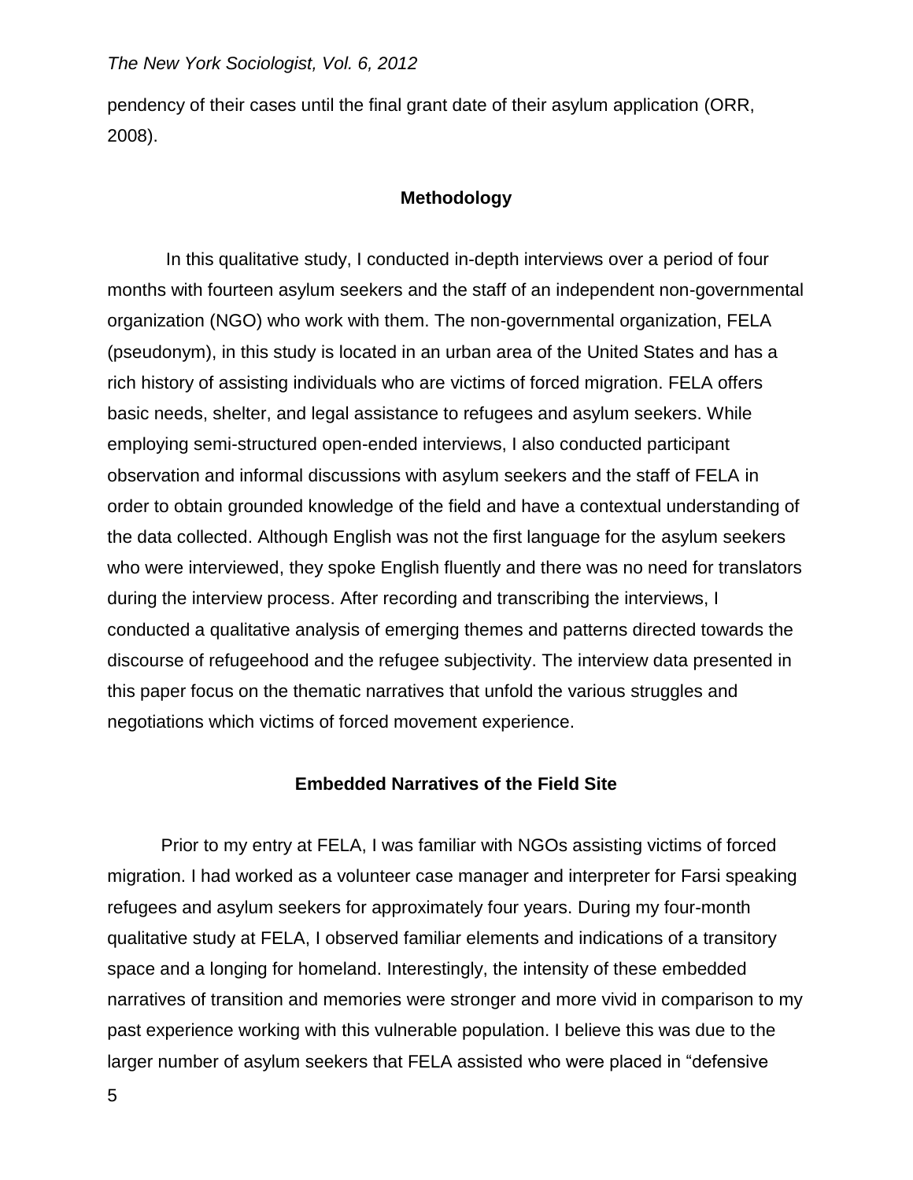pendency of their cases until the final grant date of their asylum application (ORR, 2008).

## Methodology

In this qualitative study, I conducted in-depth interviews over a period of four months with fourteen asylum seekers and the staff of an independent non-governmental organization (NGO) who work with them. The non-governmental organization, FELA (pseudonym), in this study is located in an urban area of the United States and has a rich history of assisting individuals who are victims of forced migration. FELA offers basic needs, shelter, and legal assistance to refugees and asylum seekers. While employing semi-structured open-ended interviews, I also conducted participant observation and informal discussions with asylum seekers and the staff of FELA in order to obtain grounded knowledge of the field and have a contextual understanding of the data collected. Although English was not the first language for the asylum seekers who were interviewed, they spoke English fluently and there was no need for translators during the interview process. After recording and transcribing the interviews, I conducted a qualitative analysis of emerging themes and patterns directed towards the discourse of refugeehood and the refugee subjectivity. The interview data presented in this paper focus on the thematic narratives that unfold the various struggles and negotiations which victims of forced movement experience.

## Embedded Narratives of the Field Site

Prior to my entry at FELA, I was familiar with NGOs assisting victims of forced migration. I had worked as a volunteer case manager and interpreter for Farsi speaking refugees and asylum seekers for approximately four years. During my four-month qualitative study at FELA, I observed familiar elements and indications of a transitory space and a longing for homeland. Interestingly, the intensity of these embedded narratives of transition and memories were stronger and more vivid in comparison to my past experience working with this vulnerable population. I believe this was due to the larger number of asylum seekers that FELA assisted who were placed in "defensive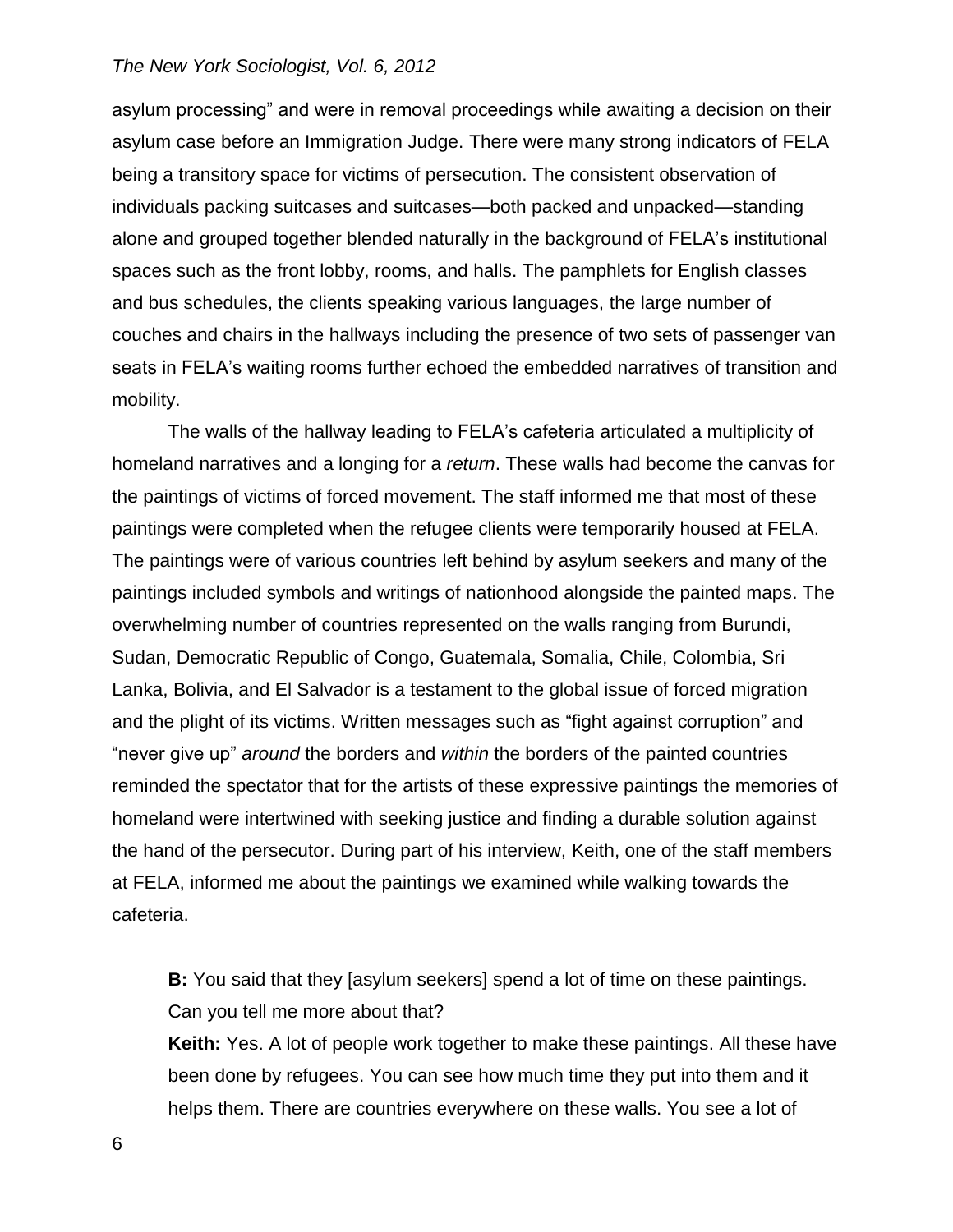asylum processing" and were in removal proceedings while awaiting a decision on their asylum case before an Immigration Judge. There were many strong indicators of FELA being a transitory space for victims of persecution. The consistent observation of individuals packing suitcases and suitcases—both packed and unpacked—standing alone and grouped together blended naturally in the background of FELA's institutional spaces such as the front lobby, rooms, and halls. The pamphlets for English classes and bus schedules, the clients speaking various languages, the large number of couches and chairs in the hallways including the presence of two sets of passenger van seats in FELA's waiting rooms further echoed the embedded narratives of transition and mobility.

The walls of the hallway leading to FELA's cafeteria articulated a multiplicity of homeland narratives and a longing for a *return*. These walls had become the canvas for the paintings of victims of forced movement. The staff informed me that most of these paintings were completed when the refugee clients were temporarily housed at FELA. The paintings were of various countries left behind by asylum seekers and many of the paintings included symbols and writings of nationhood alongside the painted maps. The overwhelming number of countries represented on the walls ranging from Burundi, Sudan, Democratic Republic of Congo, Guatemala, Somalia, Chile, Colombia, Sri Lanka, Bolivia, and El Salvador is a testament to the global issue of forced migration and the plight of its victims. Written messages such as "fight against corruption" and "never give up" *around* the borders and *within* the borders of the painted countries reminded the spectator that for the artists of these expressive paintings the memories of homeland were intertwined with seeking justice and finding a durable solution against the hand of the persecutor. During part of his interview, Keith, one of the staff members at FELA, informed me about the paintings we examined while walking towards the cafeteria.

> **B:** You said that they [asylum seekers] spend a lot of time on these paintings. Can you tell me more about that?
>
> **Keith:** Yes. A lot of people work together to make these paintings. All these have been done by refugees. You can see how much time they put into them and it helps them. There are countries everywhere on these walls. You see a lot of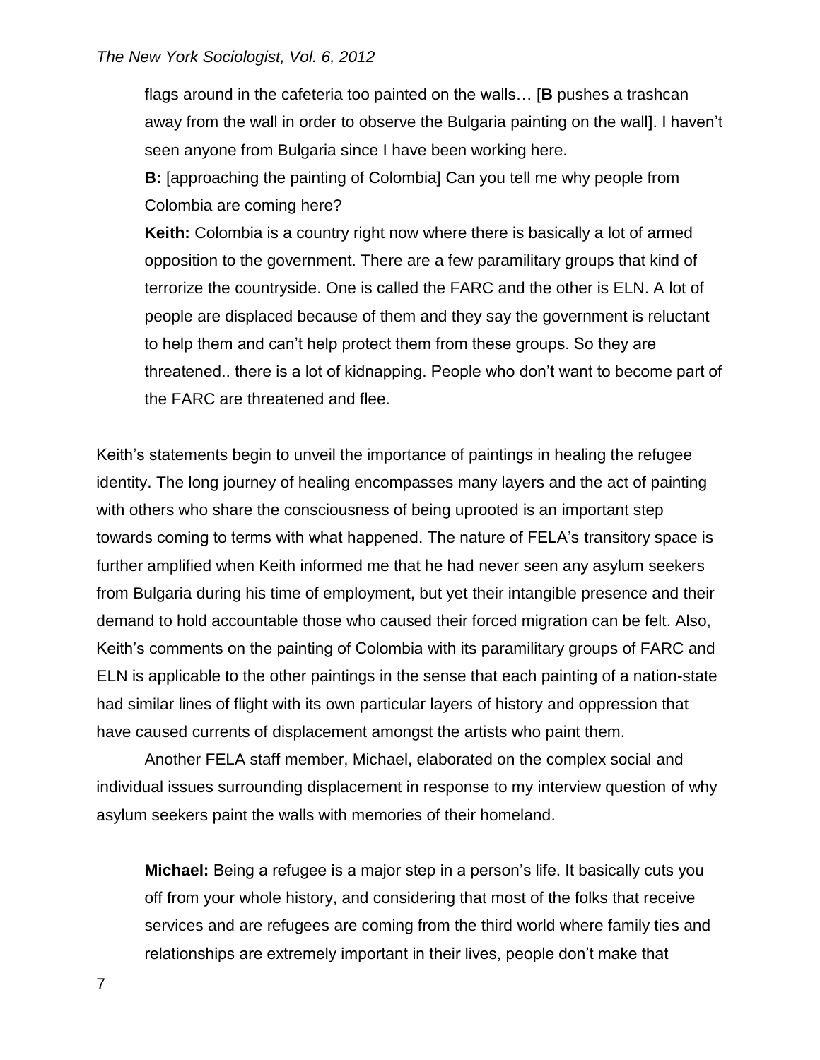> flags around in the cafeteria too painted on the walls… [**B** pushes a trashcan away from the wall in order to observe the Bulgaria painting on the wall]. I haven't seen anyone from Bulgaria since I have been working here.
>
> **B:** [approaching the painting of Colombia] Can you tell me why people from Colombia are coming here?
>
> **Keith:** Colombia is a country right now where there is basically a lot of armed opposition to the government. There are a few paramilitary groups that kind of terrorize the countryside. One is called the FARC and the other is ELN. A lot of people are displaced because of them and they say the government is reluctant to help them and can't help protect them from these groups. So they are threatened.. there is a lot of kidnapping. People who don't want to become part of the FARC are threatened and flee.

Keith's statements begin to unveil the importance of paintings in healing the refugee identity. The long journey of healing encompasses many layers and the act of painting with others who share the consciousness of being uprooted is an important step towards coming to terms with what happened. The nature of FELA's transitory space is further amplified when Keith informed me that he had never seen any asylum seekers from Bulgaria during his time of employment, but yet their intangible presence and their demand to hold accountable those who caused their forced migration can be felt. Also, Keith's comments on the painting of Colombia with its paramilitary groups of FARC and ELN is applicable to the other paintings in the sense that each painting of a nation-state had similar lines of flight with its own particular layers of history and oppression that have caused currents of displacement amongst the artists who paint them.

Another FELA staff member, Michael, elaborated on the complex social and individual issues surrounding displacement in response to my interview question of why asylum seekers paint the walls with memories of their homeland.

> **Michael:** Being a refugee is a major step in a person's life. It basically cuts you off from your whole history, and considering that most of the folks that receive services and are refugees are coming from the third world where family ties and relationships are extremely important in their lives, people don't make that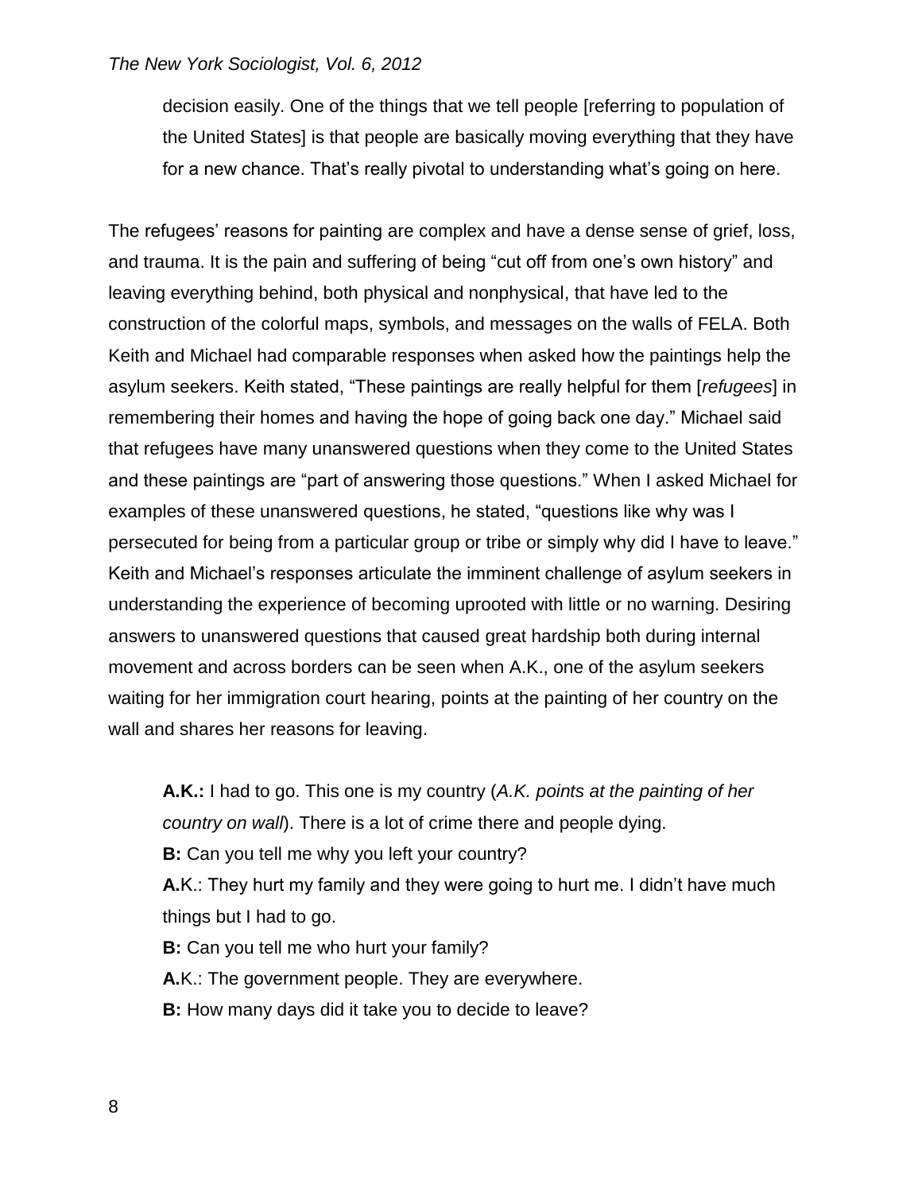decision easily. One of the things that we tell people [referring to population of the United States] is that people are basically moving everything that they have for a new chance. That's really pivotal to understanding what's going on here.

The refugees' reasons for painting are complex and have a dense sense of grief, loss, and trauma. It is the pain and suffering of being "cut off from one's own history" and leaving everything behind, both physical and nonphysical, that have led to the construction of the colorful maps, symbols, and messages on the walls of FELA. Both Keith and Michael had comparable responses when asked how the paintings help the asylum seekers. Keith stated, "These paintings are really helpful for them [*refugees*] in remembering their homes and having the hope of going back one day." Michael said that refugees have many unanswered questions when they come to the United States and these paintings are "part of answering those questions." When I asked Michael for examples of these unanswered questions, he stated, "questions like why was I persecuted for being from a particular group or tribe or simply why did I have to leave." Keith and Michael's responses articulate the imminent challenge of asylum seekers in understanding the experience of becoming uprooted with little or no warning. Desiring answers to unanswered questions that caused great hardship both during internal movement and across borders can be seen when A.K., one of the asylum seekers waiting for her immigration court hearing, points at the painting of her country on the wall and shares her reasons for leaving.

> **A.K.:** I had to go. This one is my country (*A.K. points at the painting of her country on wall*). There is a lot of crime there and people dying.
>
> **B:** Can you tell me why you left your country?
>
> **A.**K.: They hurt my family and they were going to hurt me. I didn't have much things but I had to go.
>
> **B:** Can you tell me who hurt your family?
>
> **A.**K.: The government people. They are everywhere.
>
> **B:** How many days did it take you to decide to leave?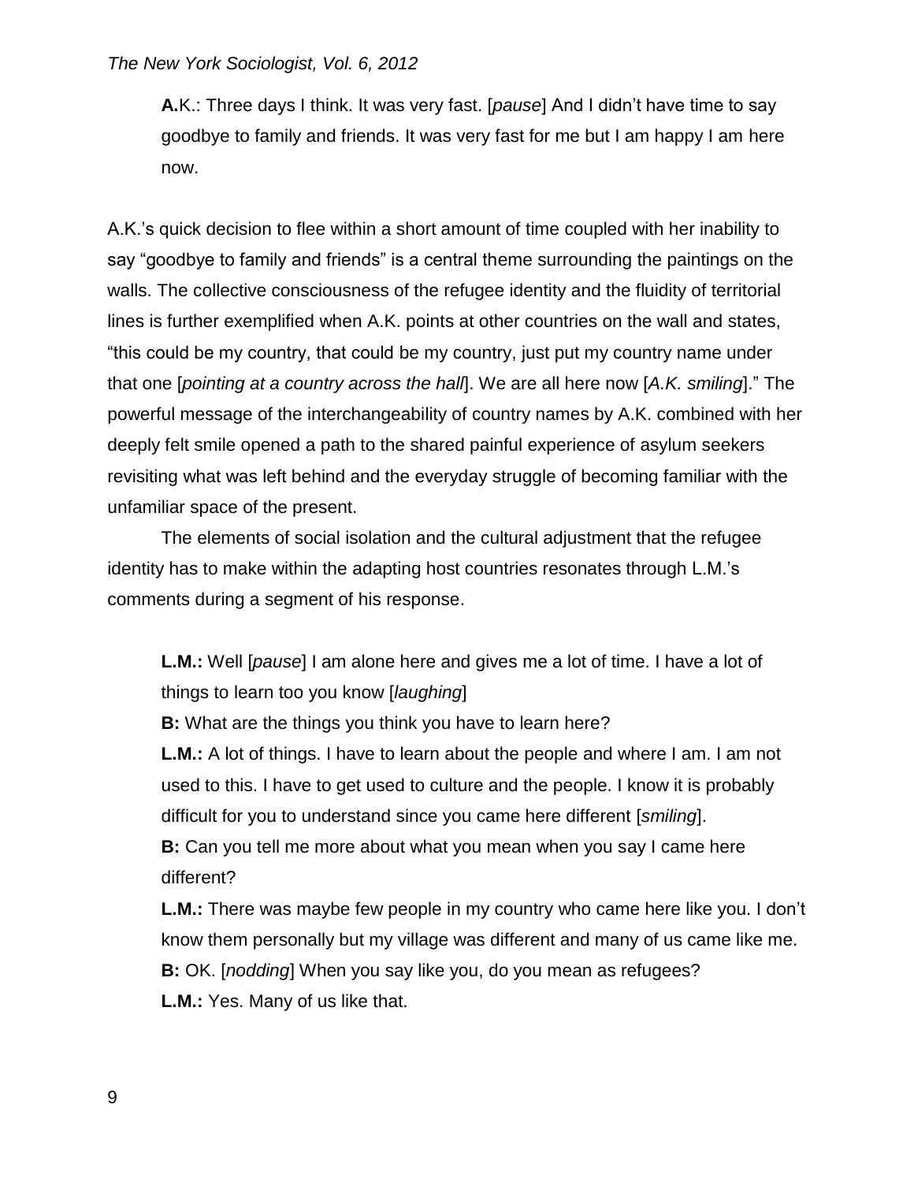> **A.**K.: Three days I think. It was very fast. [*pause*] And I didn't have time to say goodbye to family and friends. It was very fast for me but I am happy I am here now.

A.K.'s quick decision to flee within a short amount of time coupled with her inability to say "goodbye to family and friends" is a central theme surrounding the paintings on the walls. The collective consciousness of the refugee identity and the fluidity of territorial lines is further exemplified when A.K. points at other countries on the wall and states, "this could be my country, that could be my country, just put my country name under that one [*pointing at a country across the hall*]. We are all here now [*A.K. smiling*]." The powerful message of the interchangeability of country names by A.K. combined with her deeply felt smile opened a path to the shared painful experience of asylum seekers revisiting what was left behind and the everyday struggle of becoming familiar with the unfamiliar space of the present.

The elements of social isolation and the cultural adjustment that the refugee identity has to make within the adapting host countries resonates through L.M.'s comments during a segment of his response.

> **L.M.:** Well [*pause*] I am alone here and gives me a lot of time. I have a lot of things to learn too you know [*laughing*]
>
> **B:** What are the things you think you have to learn here?
>
> **L.M.:** A lot of things. I have to learn about the people and where I am. I am not used to this. I have to get used to culture and the people. I know it is probably difficult for you to understand since you came here different [*smiling*].
>
> **B:** Can you tell me more about what you mean when you say I came here different?
>
> **L.M.:** There was maybe few people in my country who came here like you. I don't know them personally but my village was different and many of us came like me.
>
> **B:** OK. [*nodding*] When you say like you, do you mean as refugees?
>
> **L.M.:** Yes. Many of us like that.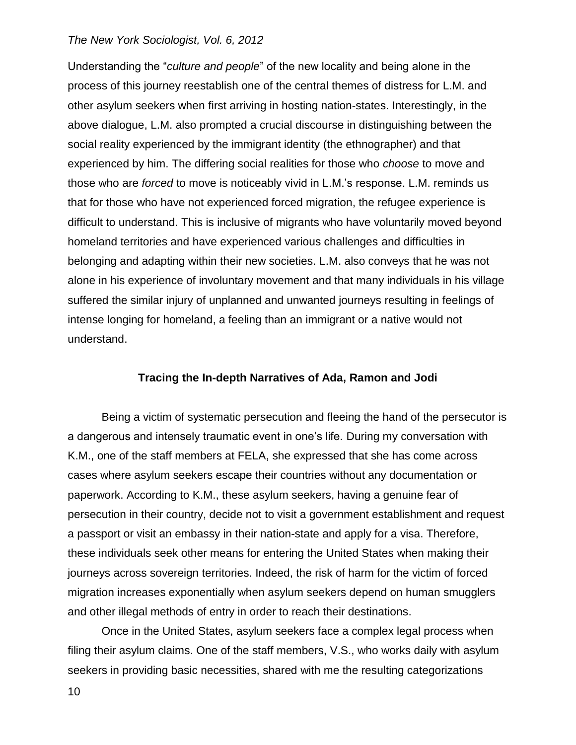Understanding the "*culture and people*" of the new locality and being alone in the process of this journey reestablish one of the central themes of distress for L.M. and other asylum seekers when first arriving in hosting nation-states. Interestingly, in the above dialogue, L.M. also prompted a crucial discourse in distinguishing between the social reality experienced by the immigrant identity (the ethnographer) and that experienced by him. The differing social realities for those who *choose* to move and those who are *forced* to move is noticeably vivid in L.M.'s response. L.M. reminds us that for those who have not experienced forced migration, the refugee experience is difficult to understand. This is inclusive of migrants who have voluntarily moved beyond homeland territories and have experienced various challenges and difficulties in belonging and adapting within their new societies. L.M. also conveys that he was not alone in his experience of involuntary movement and that many individuals in his village suffered the similar injury of unplanned and unwanted journeys resulting in feelings of intense longing for homeland, a feeling than an immigrant or a native would not understand.

## Tracing the In-depth Narratives of Ada, Ramon and Jodi

Being a victim of systematic persecution and fleeing the hand of the persecutor is a dangerous and intensely traumatic event in one's life. During my conversation with K.M., one of the staff members at FELA, she expressed that she has come across cases where asylum seekers escape their countries without any documentation or paperwork. According to K.M., these asylum seekers, having a genuine fear of persecution in their country, decide not to visit a government establishment and request a passport or visit an embassy in their nation-state and apply for a visa. Therefore, these individuals seek other means for entering the United States when making their journeys across sovereign territories. Indeed, the risk of harm for the victim of forced migration increases exponentially when asylum seekers depend on human smugglers and other illegal methods of entry in order to reach their destinations.

Once in the United States, asylum seekers face a complex legal process when filing their asylum claims. One of the staff members, V.S., who works daily with asylum seekers in providing basic necessities, shared with me the resulting categorizations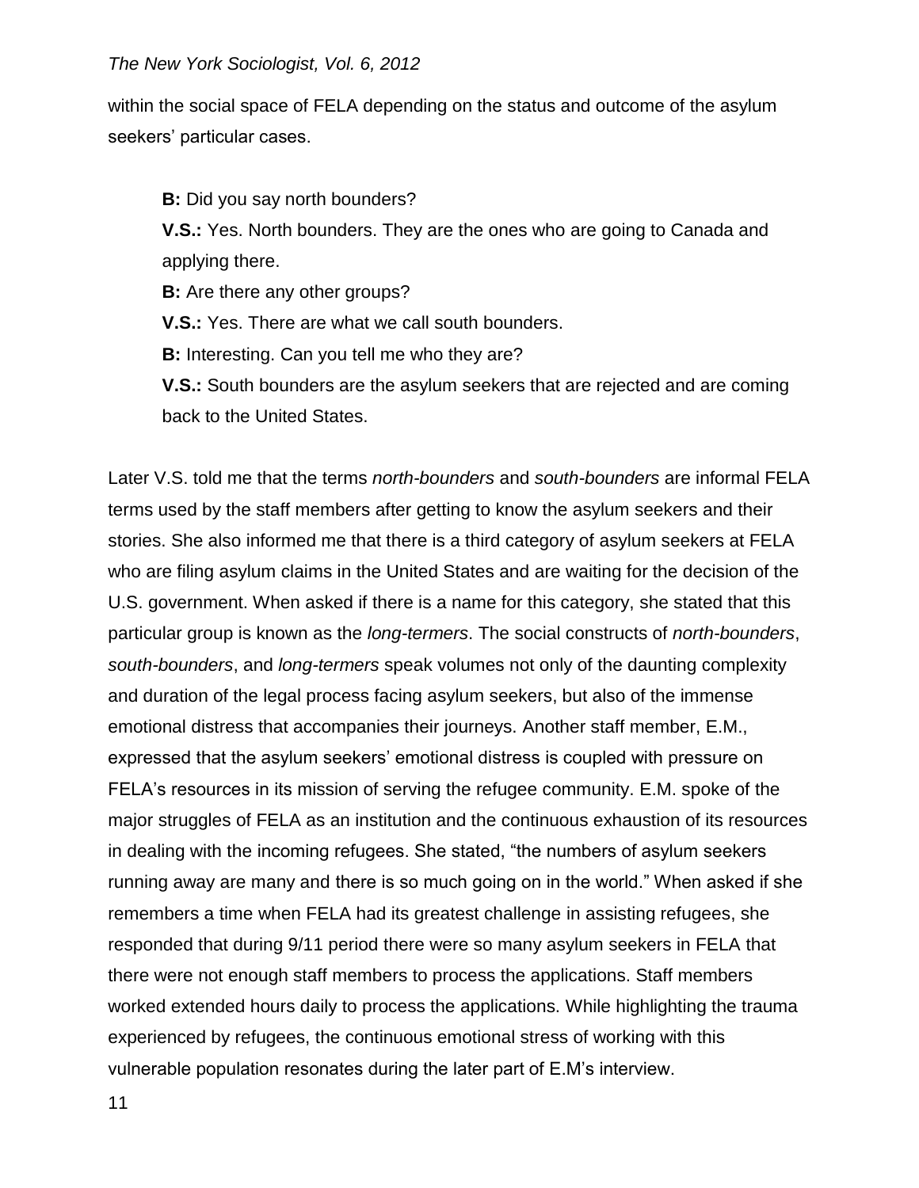within the social space of FELA depending on the status and outcome of the asylum seekers' particular cases.

> **B:** Did you say north bounders?
>
> **V.S.:** Yes. North bounders. They are the ones who are going to Canada and applying there.
>
> **B:** Are there any other groups?
>
> **V.S.:** Yes. There are what we call south bounders.
>
> **B:** Interesting. Can you tell me who they are?
>
> **V.S.:** South bounders are the asylum seekers that are rejected and are coming back to the United States.

Later V.S. told me that the terms *north-bounders* and *south-bounders* are informal FELA terms used by the staff members after getting to know the asylum seekers and their stories. She also informed me that there is a third category of asylum seekers at FELA who are filing asylum claims in the United States and are waiting for the decision of the U.S. government. When asked if there is a name for this category, she stated that this particular group is known as the *long-termers*. The social constructs of *north-bounders*, *south-bounders*, and *long-termers* speak volumes not only of the daunting complexity and duration of the legal process facing asylum seekers, but also of the immense emotional distress that accompanies their journeys. Another staff member, E.M., expressed that the asylum seekers' emotional distress is coupled with pressure on FELA's resources in its mission of serving the refugee community. E.M. spoke of the major struggles of FELA as an institution and the continuous exhaustion of its resources in dealing with the incoming refugees. She stated, "the numbers of asylum seekers running away are many and there is so much going on in the world." When asked if she remembers a time when FELA had its greatest challenge in assisting refugees, she responded that during 9/11 period there were so many asylum seekers in FELA that there were not enough staff members to process the applications. Staff members worked extended hours daily to process the applications. While highlighting the trauma experienced by refugees, the continuous emotional stress of working with this vulnerable population resonates during the later part of E.M's interview.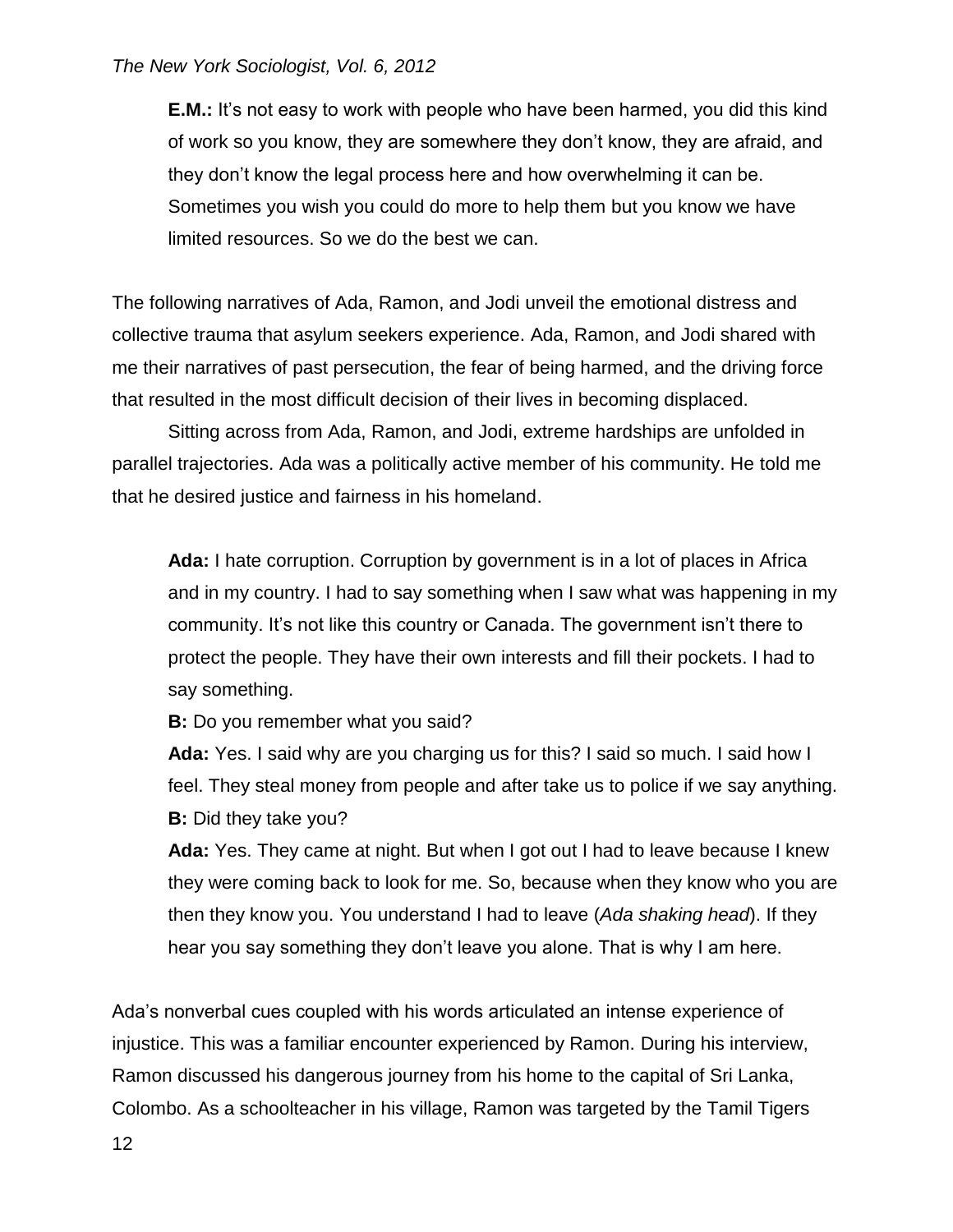> **E.M.:** It's not easy to work with people who have been harmed, you did this kind of work so you know, they are somewhere they don't know, they are afraid, and they don't know the legal process here and how overwhelming it can be. Sometimes you wish you could do more to help them but you know we have limited resources. So we do the best we can.

The following narratives of Ada, Ramon, and Jodi unveil the emotional distress and collective trauma that asylum seekers experience. Ada, Ramon, and Jodi shared with me their narratives of past persecution, the fear of being harmed, and the driving force that resulted in the most difficult decision of their lives in becoming displaced.

Sitting across from Ada, Ramon, and Jodi, extreme hardships are unfolded in parallel trajectories. Ada was a politically active member of his community. He told me that he desired justice and fairness in his homeland.

> **Ada:** I hate corruption. Corruption by government is in a lot of places in Africa and in my country. I had to say something when I saw what was happening in my community. It's not like this country or Canada. The government isn't there to protect the people. They have their own interests and fill their pockets. I had to say something.
>
> **B:** Do you remember what you said?
>
> **Ada:** Yes. I said why are you charging us for this? I said so much. I said how I feel. They steal money from people and after take us to police if we say anything.
>
> **B:** Did they take you?
>
> **Ada:** Yes. They came at night. But when I got out I had to leave because I knew they were coming back to look for me. So, because when they know who you are then they know you. You understand I had to leave (*Ada shaking head*). If they hear you say something they don't leave you alone. That is why I am here.

Ada's nonverbal cues coupled with his words articulated an intense experience of injustice. This was a familiar encounter experienced by Ramon. During his interview, Ramon discussed his dangerous journey from his home to the capital of Sri Lanka, Colombo. As a schoolteacher in his village, Ramon was targeted by the Tamil Tigers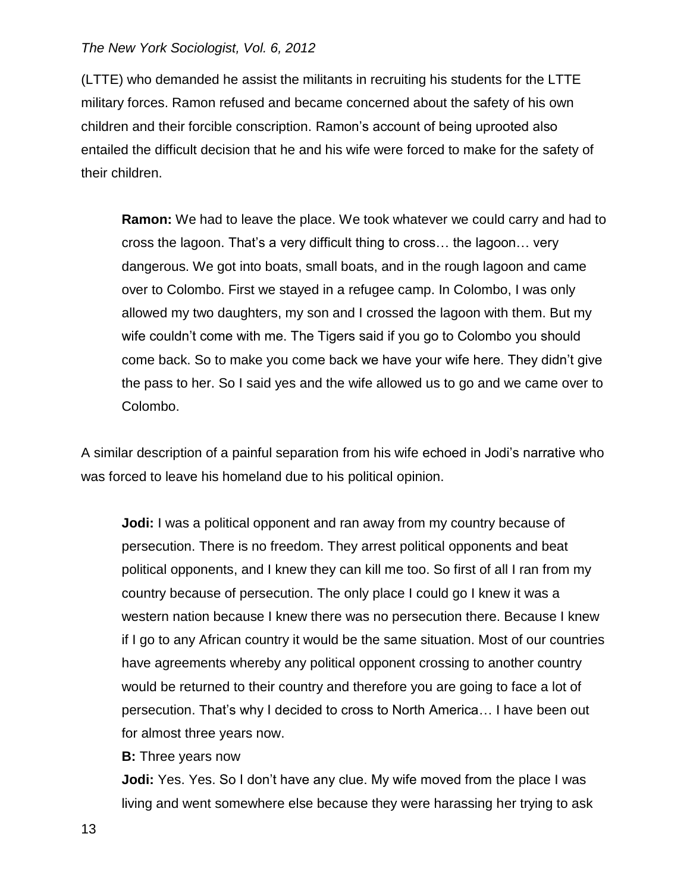(LTTE) who demanded he assist the militants in recruiting his students for the LTTE military forces. Ramon refused and became concerned about the safety of his own children and their forcible conscription. Ramon's account of being uprooted also entailed the difficult decision that he and his wife were forced to make for the safety of their children.

> **Ramon:** We had to leave the place. We took whatever we could carry and had to cross the lagoon. That's a very difficult thing to cross… the lagoon… very dangerous. We got into boats, small boats, and in the rough lagoon and came over to Colombo. First we stayed in a refugee camp. In Colombo, I was only allowed my two daughters, my son and I crossed the lagoon with them. But my wife couldn't come with me. The Tigers said if you go to Colombo you should come back. So to make you come back we have your wife here. They didn't give the pass to her. So I said yes and the wife allowed us to go and we came over to Colombo.

A similar description of a painful separation from his wife echoed in Jodi's narrative who was forced to leave his homeland due to his political opinion.

> **Jodi:** I was a political opponent and ran away from my country because of persecution. There is no freedom. They arrest political opponents and beat political opponents, and I knew they can kill me too. So first of all I ran from my country because of persecution. The only place I could go I knew it was a western nation because I knew there was no persecution there. Because I knew if I go to any African country it would be the same situation. Most of our countries have agreements whereby any political opponent crossing to another country would be returned to their country and therefore you are going to face a lot of persecution. That's why I decided to cross to North America… I have been out for almost three years now.
>
> **B:** Three years now
>
> **Jodi:** Yes. Yes. So I don't have any clue. My wife moved from the place I was living and went somewhere else because they were harassing her trying to ask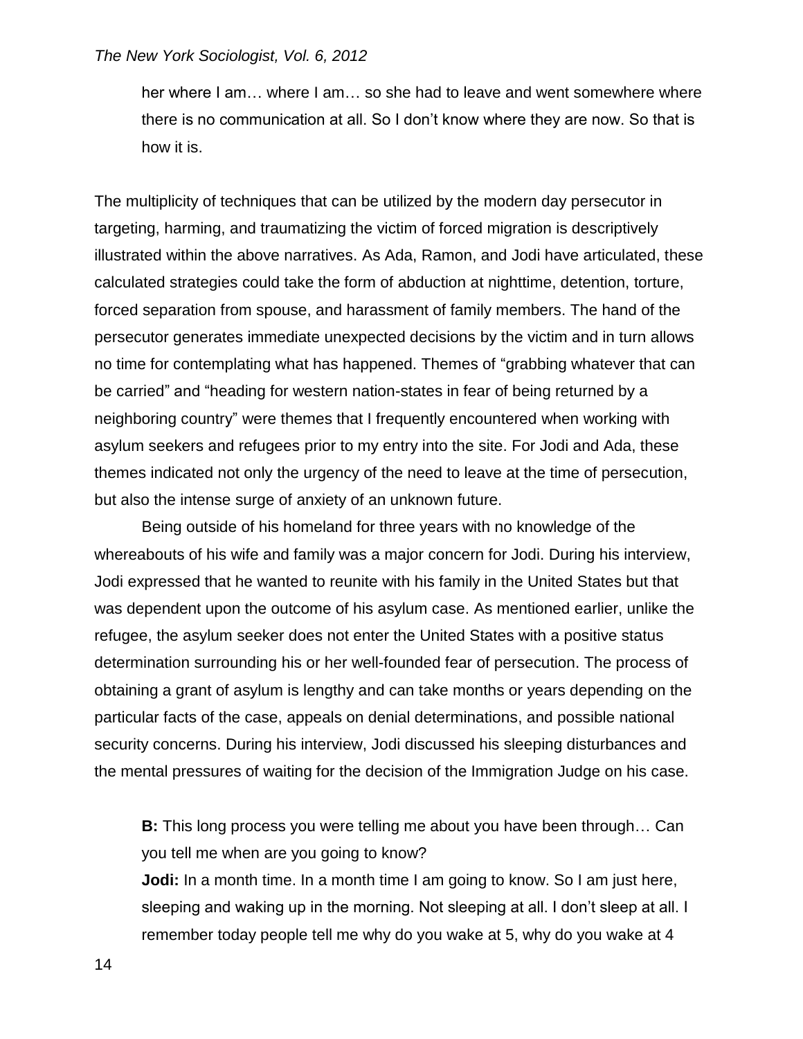her where I am… where I am… so she had to leave and went somewhere where there is no communication at all. So I don't know where they are now. So that is how it is.

The multiplicity of techniques that can be utilized by the modern day persecutor in targeting, harming, and traumatizing the victim of forced migration is descriptively illustrated within the above narratives. As Ada, Ramon, and Jodi have articulated, these calculated strategies could take the form of abduction at nighttime, detention, torture, forced separation from spouse, and harassment of family members. The hand of the persecutor generates immediate unexpected decisions by the victim and in turn allows no time for contemplating what has happened. Themes of "grabbing whatever that can be carried" and "heading for western nation-states in fear of being returned by a neighboring country" were themes that I frequently encountered when working with asylum seekers and refugees prior to my entry into the site. For Jodi and Ada, these themes indicated not only the urgency of the need to leave at the time of persecution, but also the intense surge of anxiety of an unknown future.

Being outside of his homeland for three years with no knowledge of the whereabouts of his wife and family was a major concern for Jodi. During his interview, Jodi expressed that he wanted to reunite with his family in the United States but that was dependent upon the outcome of his asylum case. As mentioned earlier, unlike the refugee, the asylum seeker does not enter the United States with a positive status determination surrounding his or her well-founded fear of persecution. The process of obtaining a grant of asylum is lengthy and can take months or years depending on the particular facts of the case, appeals on denial determinations, and possible national security concerns. During his interview, Jodi discussed his sleeping disturbances and the mental pressures of waiting for the decision of the Immigration Judge on his case.

**B:** This long process you were telling me about you have been through… Can you tell me when are you going to know?
**Jodi:** In a month time. In a month time I am going to know. So I am just here, sleeping and waking up in the morning. Not sleeping at all. I don't sleep at all. I remember today people tell me why do you wake at 5, why do you wake at 4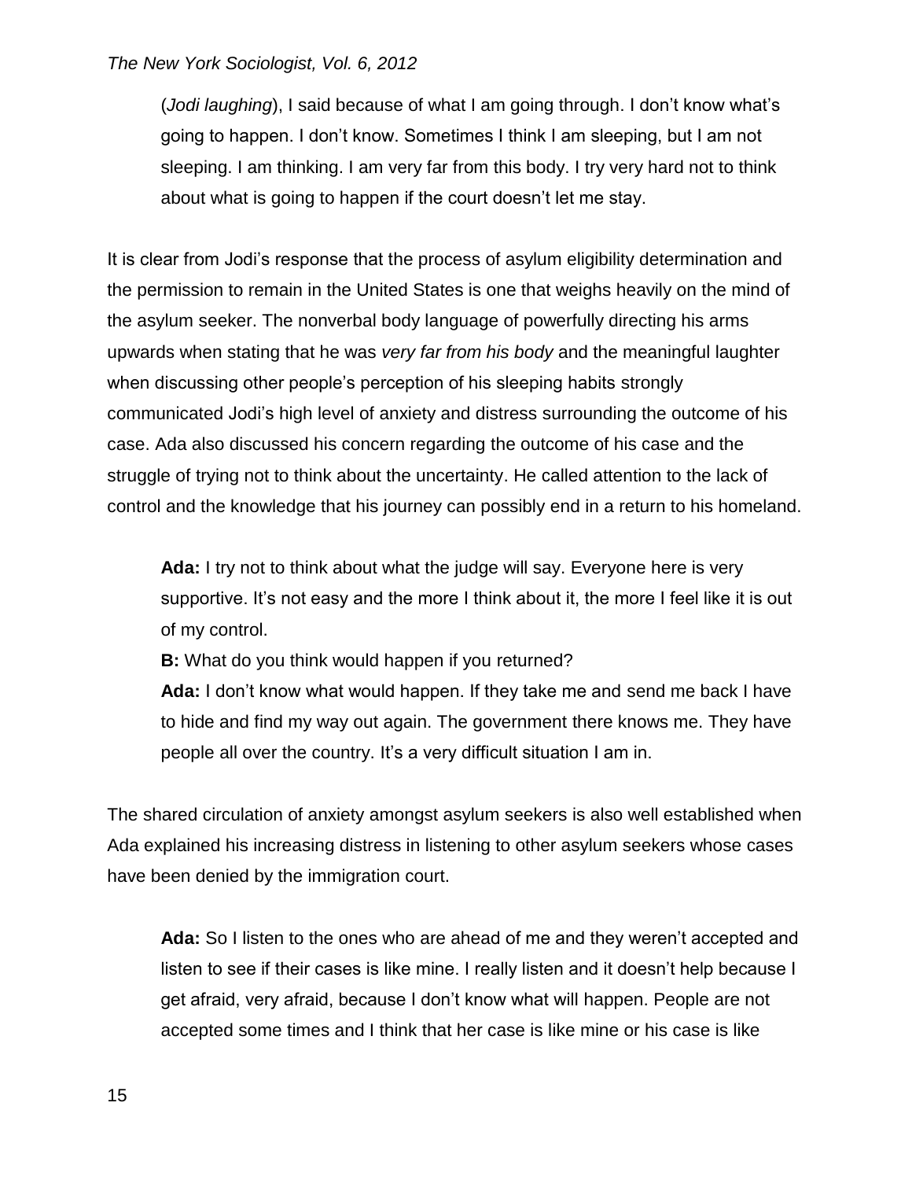(*Jodi laughing*), I said because of what I am going through. I don't know what's going to happen. I don't know. Sometimes I think I am sleeping, but I am not sleeping. I am thinking. I am very far from this body. I try very hard not to think about what is going to happen if the court doesn't let me stay.

It is clear from Jodi's response that the process of asylum eligibility determination and the permission to remain in the United States is one that weighs heavily on the mind of the asylum seeker. The nonverbal body language of powerfully directing his arms upwards when stating that he was *very far from his body* and the meaningful laughter when discussing other people's perception of his sleeping habits strongly communicated Jodi's high level of anxiety and distress surrounding the outcome of his case. Ada also discussed his concern regarding the outcome of his case and the struggle of trying not to think about the uncertainty. He called attention to the lack of control and the knowledge that his journey can possibly end in a return to his homeland.

> **Ada:** I try not to think about what the judge will say. Everyone here is very supportive. It's not easy and the more I think about it, the more I feel like it is out of my control.
>
> **B:** What do you think would happen if you returned?
>
> **Ada:** I don't know what would happen. If they take me and send me back I have to hide and find my way out again. The government there knows me. They have people all over the country. It's a very difficult situation I am in.

The shared circulation of anxiety amongst asylum seekers is also well established when Ada explained his increasing distress in listening to other asylum seekers whose cases have been denied by the immigration court.

> **Ada:** So I listen to the ones who are ahead of me and they weren't accepted and listen to see if their cases is like mine. I really listen and it doesn't help because I get afraid, very afraid, because I don't know what will happen. People are not accepted some times and I think that her case is like mine or his case is like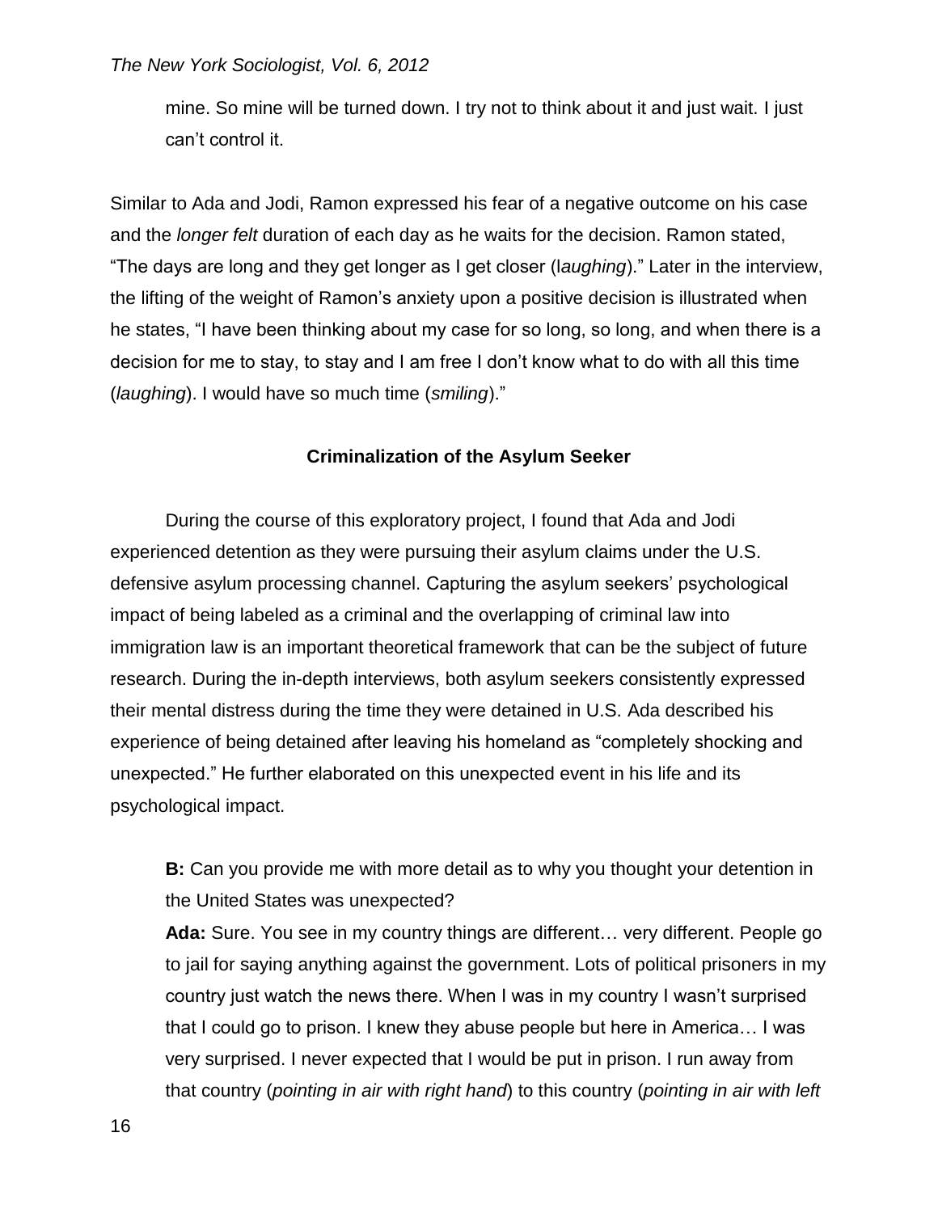> mine. So mine will be turned down. I try not to think about it and just wait. I just can't control it.

Similar to Ada and Jodi, Ramon expressed his fear of a negative outcome on his case and the *longer felt* duration of each day as he waits for the decision. Ramon stated, "The days are long and they get longer as I get closer (l*aughing*)." Later in the interview, the lifting of the weight of Ramon's anxiety upon a positive decision is illustrated when he states, "I have been thinking about my case for so long, so long, and when there is a decision for me to stay, to stay and I am free I don't know what to do with all this time (*laughing*). I would have so much time (*smiling*)."

### Criminalization of the Asylum Seeker

During the course of this exploratory project, I found that Ada and Jodi experienced detention as they were pursuing their asylum claims under the U.S. defensive asylum processing channel. Capturing the asylum seekers' psychological impact of being labeled as a criminal and the overlapping of criminal law into immigration law is an important theoretical framework that can be the subject of future research. During the in-depth interviews, both asylum seekers consistently expressed their mental distress during the time they were detained in U.S. Ada described his experience of being detained after leaving his homeland as "completely shocking and unexpected." He further elaborated on this unexpected event in his life and its psychological impact.

> **B:** Can you provide me with more detail as to why you thought your detention in the United States was unexpected?
>
> **Ada:** Sure. You see in my country things are different… very different. People go to jail for saying anything against the government. Lots of political prisoners in my country just watch the news there. When I was in my country I wasn't surprised that I could go to prison. I knew they abuse people but here in America… I was very surprised. I never expected that I would be put in prison. I run away from that country (*pointing in air with right hand*) to this country (*pointing in air with left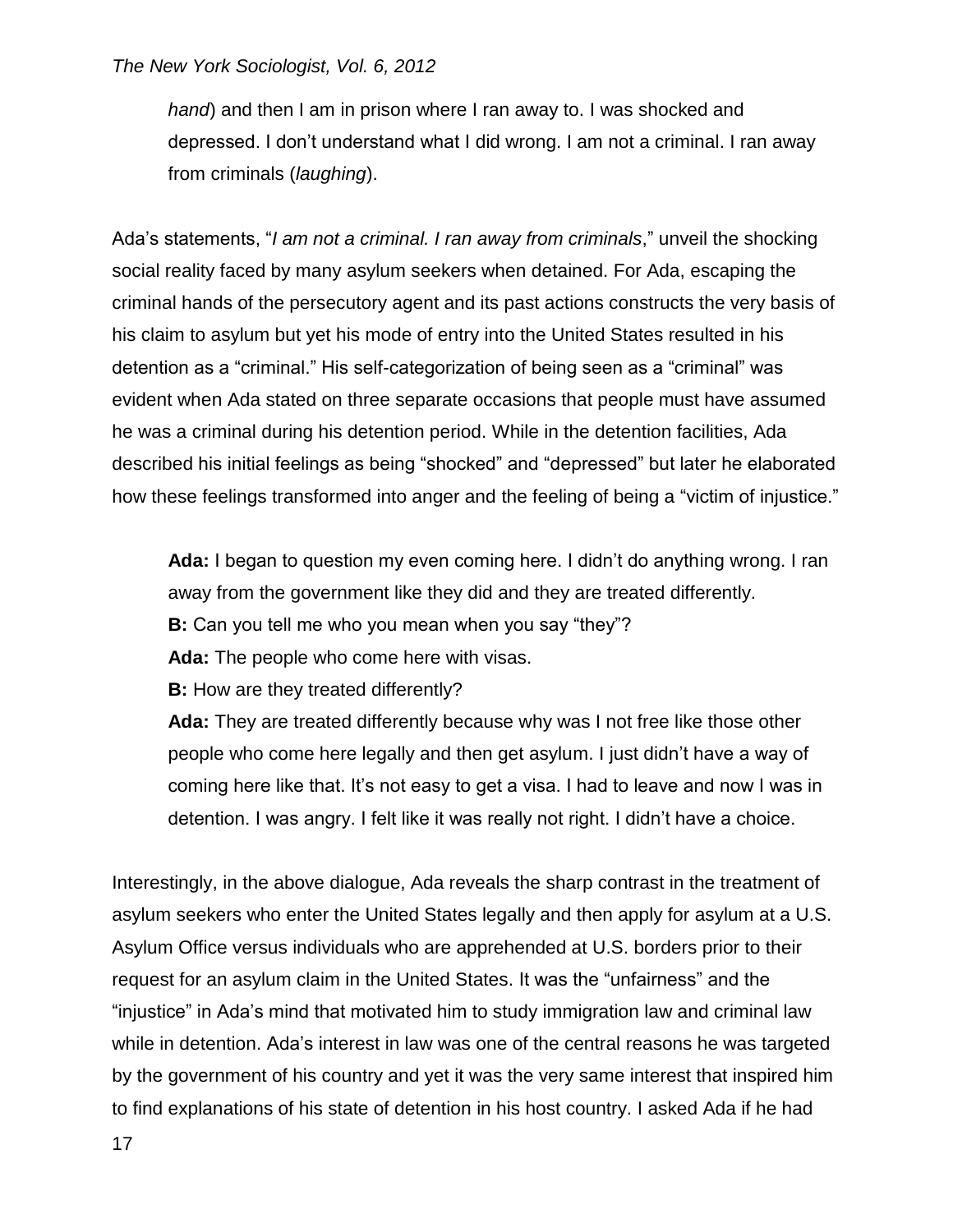*hand*) and then I am in prison where I ran away to. I was shocked and depressed. I don't understand what I did wrong. I am not a criminal. I ran away from criminals (*laughing*).

Ada's statements, "*I am not a criminal. I ran away from criminals*," unveil the shocking social reality faced by many asylum seekers when detained. For Ada, escaping the criminal hands of the persecutory agent and its past actions constructs the very basis of his claim to asylum but yet his mode of entry into the United States resulted in his detention as a "criminal." His self-categorization of being seen as a "criminal" was evident when Ada stated on three separate occasions that people must have assumed he was a criminal during his detention period. While in the detention facilities, Ada described his initial feelings as being "shocked" and "depressed" but later he elaborated how these feelings transformed into anger and the feeling of being a "victim of injustice."

> **Ada:** I began to question my even coming here. I didn't do anything wrong. I ran away from the government like they did and they are treated differently.
>
> **B:** Can you tell me who you mean when you say "they"?
>
> **Ada:** The people who come here with visas.
>
> **B:** How are they treated differently?
>
> **Ada:** They are treated differently because why was I not free like those other people who come here legally and then get asylum. I just didn't have a way of coming here like that. It's not easy to get a visa. I had to leave and now I was in detention. I was angry. I felt like it was really not right. I didn't have a choice.

Interestingly, in the above dialogue, Ada reveals the sharp contrast in the treatment of asylum seekers who enter the United States legally and then apply for asylum at a U.S. Asylum Office versus individuals who are apprehended at U.S. borders prior to their request for an asylum claim in the United States. It was the "unfairness" and the "injustice" in Ada's mind that motivated him to study immigration law and criminal law while in detention. Ada's interest in law was one of the central reasons he was targeted by the government of his country and yet it was the very same interest that inspired him to find explanations of his state of detention in his host country. I asked Ada if he had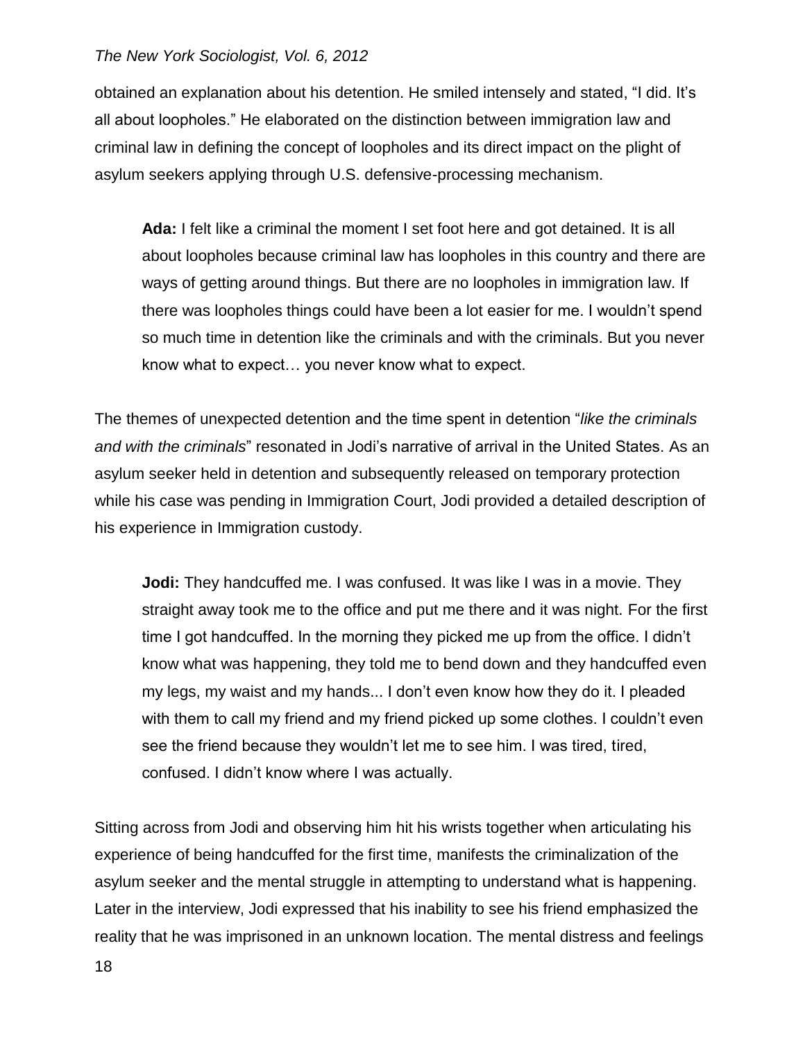obtained an explanation about his detention. He smiled intensely and stated, “I did. It’s all about loopholes.” He elaborated on the distinction between immigration law and criminal law in defining the concept of loopholes and its direct impact on the plight of asylum seekers applying through U.S. defensive-processing mechanism.

> **Ada:** I felt like a criminal the moment I set foot here and got detained. It is all about loopholes because criminal law has loopholes in this country and there are ways of getting around things. But there are no loopholes in immigration law. If there was loopholes things could have been a lot easier for me. I wouldn’t spend so much time in detention like the criminals and with the criminals. But you never know what to expect… you never know what to expect.

The themes of unexpected detention and the time spent in detention “*like the criminals and with the criminals*” resonated in Jodi’s narrative of arrival in the United States. As an asylum seeker held in detention and subsequently released on temporary protection while his case was pending in Immigration Court, Jodi provided a detailed description of his experience in Immigration custody.

> **Jodi:** They handcuffed me. I was confused. It was like I was in a movie. They straight away took me to the office and put me there and it was night. For the first time I got handcuffed. In the morning they picked me up from the office. I didn’t know what was happening, they told me to bend down and they handcuffed even my legs, my waist and my hands... I don’t even know how they do it. I pleaded with them to call my friend and my friend picked up some clothes. I couldn’t even see the friend because they wouldn’t let me to see him. I was tired, tired, confused. I didn’t know where I was actually.

Sitting across from Jodi and observing him hit his wrists together when articulating his experience of being handcuffed for the first time, manifests the criminalization of the asylum seeker and the mental struggle in attempting to understand what is happening. Later in the interview, Jodi expressed that his inability to see his friend emphasized the reality that he was imprisoned in an unknown location. The mental distress and feelings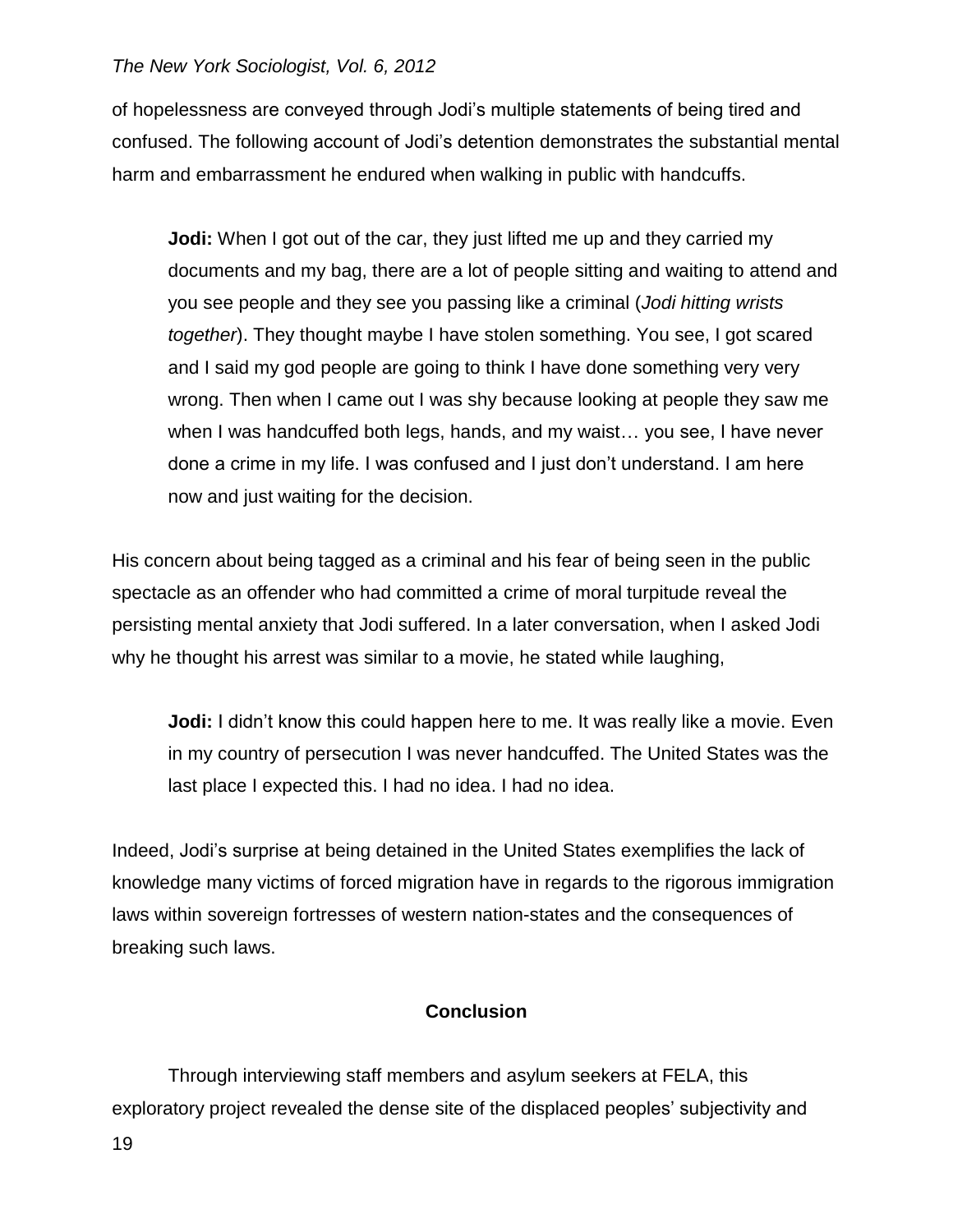of hopelessness are conveyed through Jodi's multiple statements of being tired and confused. The following account of Jodi's detention demonstrates the substantial mental harm and embarrassment he endured when walking in public with handcuffs.

> **Jodi:** When I got out of the car, they just lifted me up and they carried my documents and my bag, there are a lot of people sitting and waiting to attend and you see people and they see you passing like a criminal (*Jodi hitting wrists together*). They thought maybe I have stolen something. You see, I got scared and I said my god people are going to think I have done something very very wrong. Then when I came out I was shy because looking at people they saw me when I was handcuffed both legs, hands, and my waist… you see, I have never done a crime in my life. I was confused and I just don't understand. I am here now and just waiting for the decision.

His concern about being tagged as a criminal and his fear of being seen in the public spectacle as an offender who had committed a crime of moral turpitude reveal the persisting mental anxiety that Jodi suffered. In a later conversation, when I asked Jodi why he thought his arrest was similar to a movie, he stated while laughing,

> **Jodi:** I didn't know this could happen here to me. It was really like a movie. Even in my country of persecution I was never handcuffed. The United States was the last place I expected this. I had no idea. I had no idea.

Indeed, Jodi's surprise at being detained in the United States exemplifies the lack of knowledge many victims of forced migration have in regards to the rigorous immigration laws within sovereign fortresses of western nation-states and the consequences of breaking such laws.

## Conclusion

Through interviewing staff members and asylum seekers at FELA, this exploratory project revealed the dense site of the displaced peoples' subjectivity and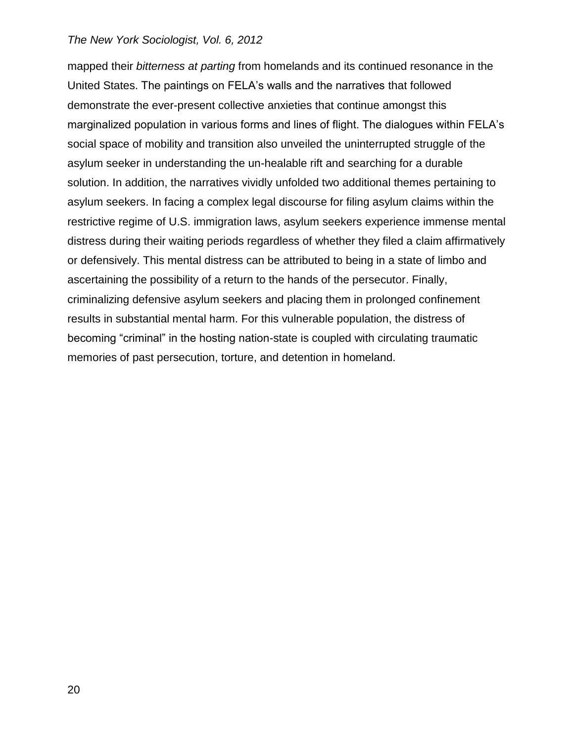mapped their *bitterness at parting* from homelands and its continued resonance in the United States. The paintings on FELA's walls and the narratives that followed demonstrate the ever-present collective anxieties that continue amongst this marginalized population in various forms and lines of flight. The dialogues within FELA's social space of mobility and transition also unveiled the uninterrupted struggle of the asylum seeker in understanding the un-healable rift and searching for a durable solution. In addition, the narratives vividly unfolded two additional themes pertaining to asylum seekers. In facing a complex legal discourse for filing asylum claims within the restrictive regime of U.S. immigration laws, asylum seekers experience immense mental distress during their waiting periods regardless of whether they filed a claim affirmatively or defensively. This mental distress can be attributed to being in a state of limbo and ascertaining the possibility of a return to the hands of the persecutor. Finally, criminalizing defensive asylum seekers and placing them in prolonged confinement results in substantial mental harm. For this vulnerable population, the distress of becoming "criminal" in the hosting nation-state is coupled with circulating traumatic memories of past persecution, torture, and detention in homeland.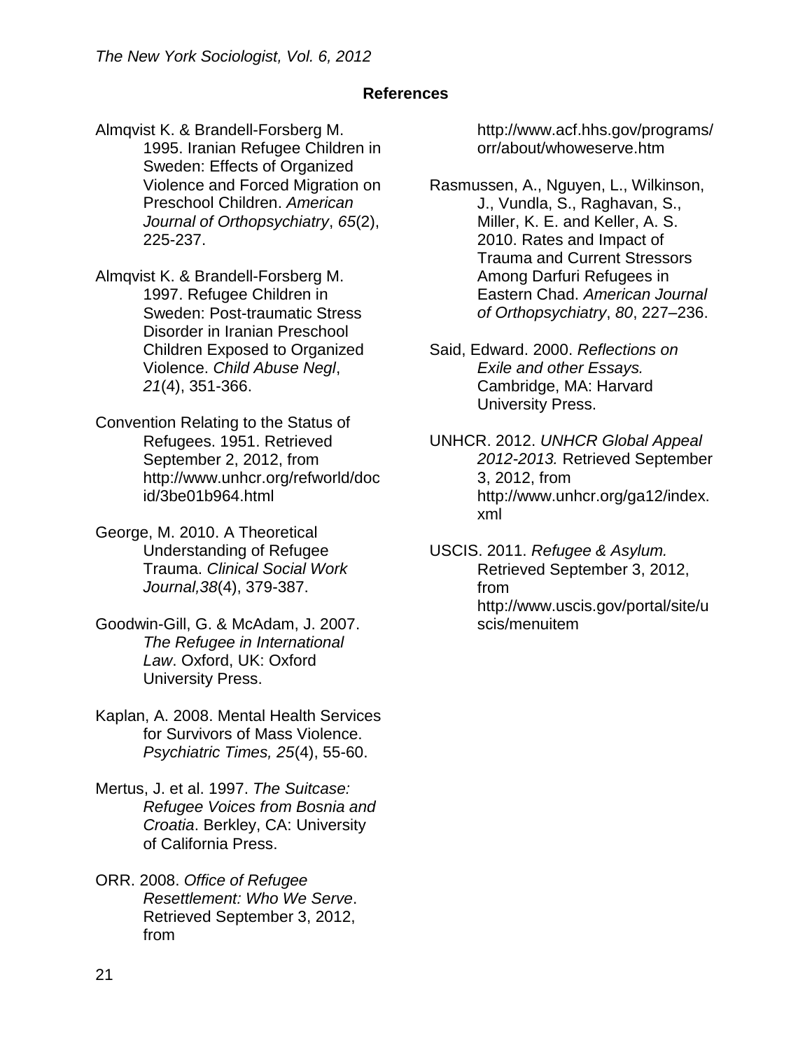## References

Almqvist K. & Brandell-Forsberg M. 1995. Iranian Refugee Children in Sweden: Effects of Organized Violence and Forced Migration on Preschool Children. *American Journal of Orthopsychiatry*, *65*(2), 225-237.

Almqvist K. & Brandell-Forsberg M. 1997. Refugee Children in Sweden: Post-traumatic Stress Disorder in Iranian Preschool Children Exposed to Organized Violence. *Child Abuse Negl*, *21*(4), 351-366.

Convention Relating to the Status of Refugees. 1951. Retrieved September 2, 2012, from http://www.unhcr.org/refworld/docid/3be01b964.html

George, M. 2010. A Theoretical Understanding of Refugee Trauma. *Clinical Social Work Journal,38*(4), 379-387.

Goodwin-Gill, G. & McAdam, J. 2007. *The Refugee in International Law*. Oxford, UK: Oxford University Press.

Kaplan, A. 2008. Mental Health Services for Survivors of Mass Violence. *Psychiatric Times, 25*(4), 55-60.

Mertus, J. et al. 1997. *The Suitcase: Refugee Voices from Bosnia and Croatia*. Berkley, CA: University of California Press.

ORR. 2008. *Office of Refugee Resettlement: Who We Serve*. Retrieved September 3, 2012, from http://www.acf.hhs.gov/programs/orr/about/whoweserve.htm

Rasmussen, A., Nguyen, L., Wilkinson, J., Vundla, S., Raghavan, S., Miller, K. E. and Keller, A. S. 2010. Rates and Impact of Trauma and Current Stressors Among Darfuri Refugees in Eastern Chad. *American Journal of Orthopsychiatry*, *80*, 227–236.

Said, Edward. 2000. *Reflections on Exile and other Essays.* Cambridge, MA: Harvard University Press.

UNHCR. 2012. *UNHCR Global Appeal 2012-2013.* Retrieved September 3, 2012, from http://www.unhcr.org/ga12/index.xml

USCIS. 2011. *Refugee & Asylum.* Retrieved September 3, 2012, from http://www.uscis.gov/portal/site/uscis/menuitem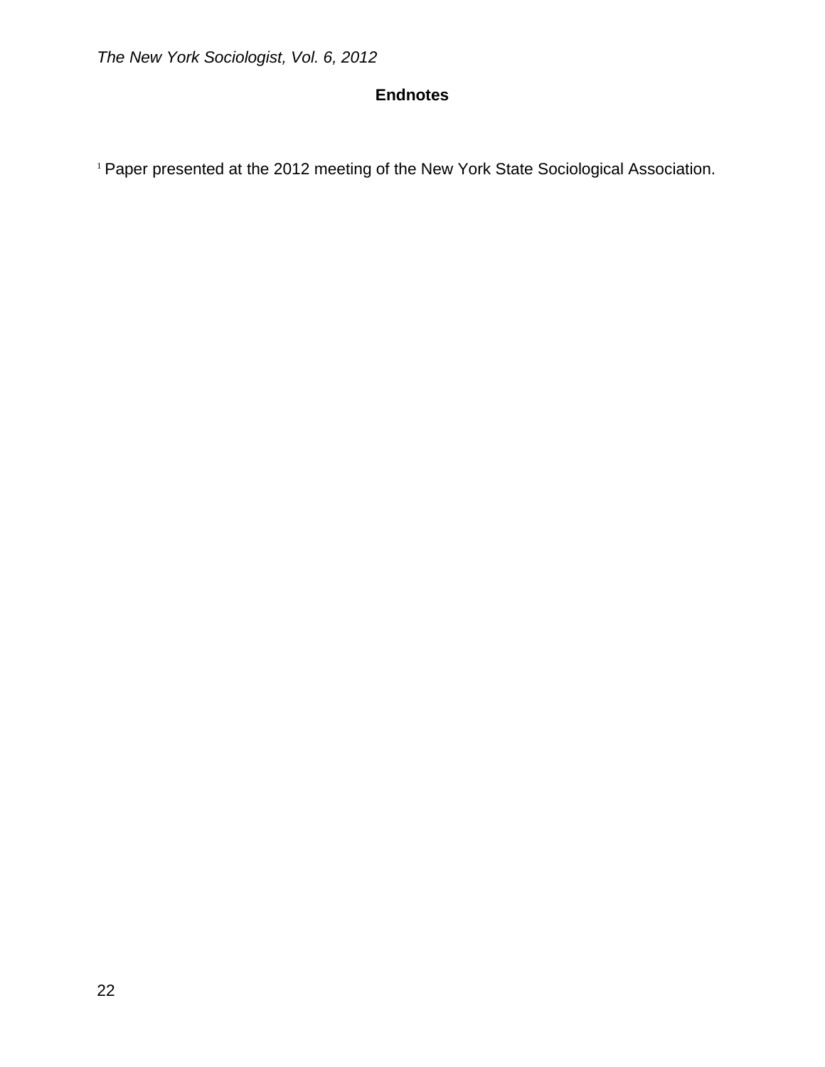## Endnotes

[1] Paper presented at the 2012 meeting of the New York State Sociological Association.